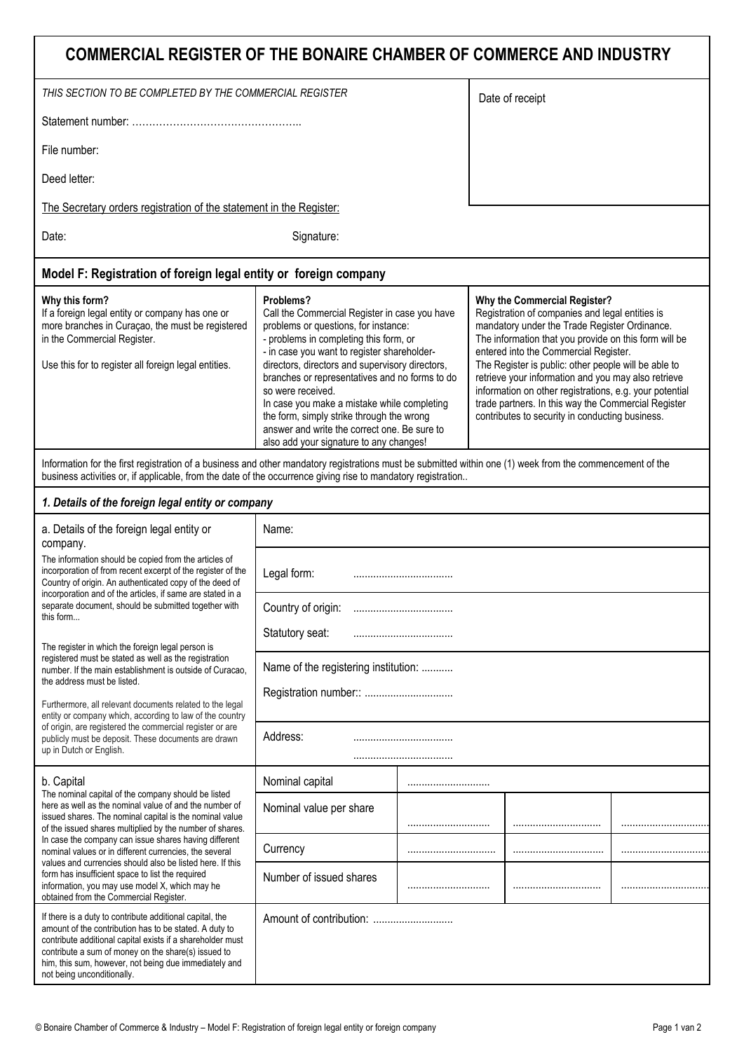# COMMERCIAL REGISTER OF THE BONAIRE CHAMBER OF COMMERCE AND INDUSTRY

*THIS SECTION TO BE COMPLETED BY THE COMMERCIAL REGISTER*

Date of receipt

Statement number: …………………………………………..

File number:

Deed letter:

The Secretary orders registration of the statement in the Register:

Date: Signature:

## Model F: Registration of foreign legal entity or foreign company

**Why this form?**
If a foreign legal entity or company has one or more branches in Curaçao, the must be registered in the Commercial Register.

Use this for to register all foreign legal entities.

**Problems?**
Call the Commercial Register in case you have problems or questions, for instance:
- problems in completing this form, or
- in case you want to register shareholder-directors, directors and supervisory directors, branches or representatives and no forms to do so were received.

In case you make a mistake while completing the form, simply strike through the wrong answer and write the correct one. Be sure to also add your signature to any changes!

**Why the Commercial Register?**
Registration of companies and legal entities is mandatory under the Trade Register Ordinance. The information that you provide on this form will be entered into the Commercial Register.
The Register is public: other people will be able to retrieve your information and you may also retrieve information on other registrations, e.g. your potential trade partners. In this way the Commercial Register contributes to security in conducting business.

Information for the first registration of a business and other mandatory registrations must be submitted within one (1) week from the commencement of the business activities or, if applicable, from the date of the occurrence giving rise to mandatory registration..

### *1. Details of the foreign legal entity or company*

a. Details of the foreign legal entity or company.

The information should be copied from the articles of incorporation of from recent excerpt of the register of the Country of origin. An authenticated copy of the deed of incorporation and of the articles, if same are stated in a separate document, should be submitted together with this form...

The register in which the foreign legal person is registered must be stated as well as the registration number. If the main establishment is outside of Curacao, the address must be listed.

Furthermore, all relevant documents related to the legal entity or company which, according to law of the country of origin, are registered the commercial register or are publicly must be deposit. These documents are drawn up in Dutch or English.

Name:

Legal form: ...................................

Country of origin: ...................................

Statutory seat: ...................................

Name of the registering institution: ...........

Registration number:: ...............................

Address: ...................................
...................................

b. Capital
The nominal capital of the company should be listed here as well as the nominal value of and the number of issued shares. The nominal capital is the nominal value of the issued shares multiplied by the number of shares. In case the company can issue shares having different nominal values or in different currencies, the several values and currencies should also be listed here. If this form has insufficient space to list the required information, you may use model X, which may he obtained from the Commercial Register.

| | | | |
|---|---|---|---|
| Nominal capital | ............................. | | |
| Nominal value per share | ............................. | ............................. | ............................. |
| Currency | ............................. | ............................. | ............................. |
| Number of issued shares | ............................. | ............................. | ............................. |

If there is a duty to contribute additional capital, the amount of the contribution has to be stated. A duty to contribute additional capital exists if a shareholder must contribute a sum of money on the share(s) issued to him, this sum, however, not being due immediately and not being unconditionally.

Amount of contribution: ............................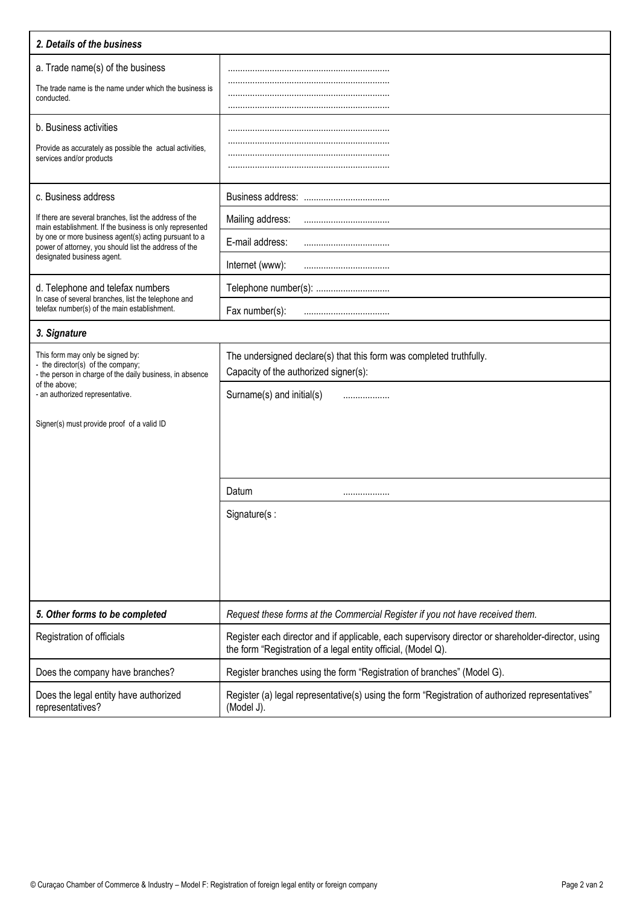| 2. Details of the business | |
|---|---|
| a. Trade name(s) of the business<br>The trade name is the name under which the business is conducted. | ..................................................................<br>..................................................................<br>..................................................................<br>.................................................................. |
| b. Business activities<br>Provide as accurately as possible the actual activities, services and/or products | ..................................................................<br>..................................................................<br>..................................................................<br>.................................................................. |
| c. Business address<br>If there are several branches, list the address of the main establishment. If the business is only represented by one or more business agent(s) acting pursuant to a power of attorney, you should list the address of the designated business agent. | Business address: ...................................<br>Mailing address: ...................................<br>E-mail address: ...................................<br>Internet (www): ................................... |
| d. Telephone and telefax numbers<br>In case of several branches, list the telephone and telefax number(s) of the main establishment. | Telephone number(s): ..............................<br>Fax number(s): ................................... |

| 3. Signature | |
|---|---|
| This form may only be signed by:<br>- the director(s) of the company;<br>- the person in charge of the daily business, in absence of the above;<br>- an authorized representative.<br><br>Signer(s) must provide proof of a valid ID | The undersigned declare(s) that this form was completed truthfully.<br>Capacity of the authorized signer(s):<br><br>Surname(s) and initial(s) ...................<br><br>Datum ...................<br><br>Signature(s : |

| 5. Other forms to be completed | Request these forms at the Commercial Register if you not have received them. |
|---|---|
| Registration of officials | Register each director and if applicable, each supervisory director or shareholder-director, using the form “Registration of a legal entity official, (Model Q). |
| Does the company have branches? | Register branches using the form “Registration of branches” (Model G). |
| Does the legal entity have authorized representatives? | Register (a) legal representative(s) using the form “Registration of authorized representatives” (Model J). |

© Curaçao Chamber of Commerce & Industry – Model F: Registration of foreign legal entity or foreign company